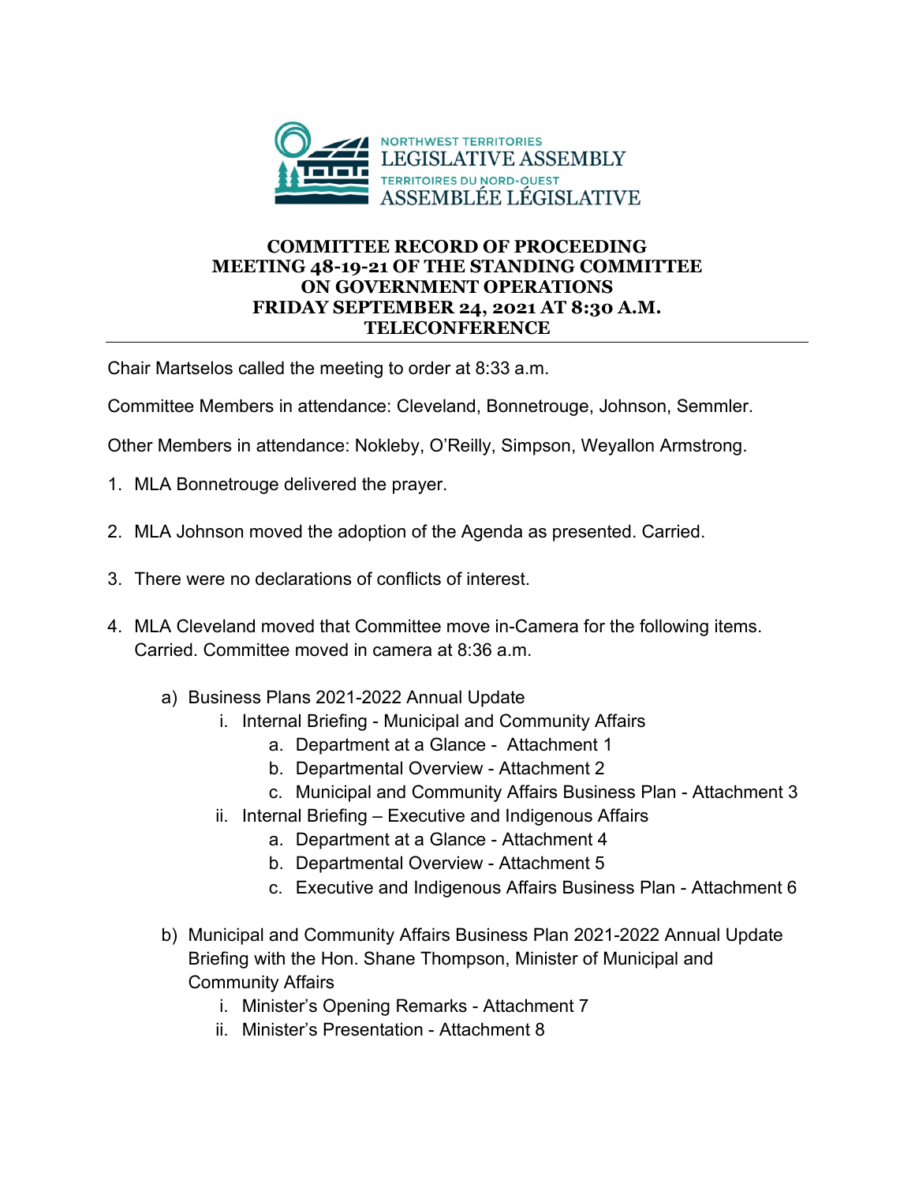NORTHWEST TERRITORIES
LEGISLATIVE ASSEMBLY
TERRITOIRES DU NORD-OUEST
ASSEMBLÉE LÉGISLATIVE

# COMMITTEE RECORD OF PROCEEDING
# MEETING 48-19-21 OF THE STANDING COMMITTEE ON GOVERNMENT OPERATIONS
# FRIDAY SEPTEMBER 24, 2021 AT 8:30 A.M.
# TELECONFERENCE

---

Chair Martselos called the meeting to order at 8:33 a.m.

Committee Members in attendance: Cleveland, Bonnetrouge, Johnson, Semmler.

Other Members in attendance: Nokleby, O'Reilly, Simpson, Weyallon Armstrong.

1. MLA Bonnetrouge delivered the prayer.

2. MLA Johnson moved the adoption of the Agenda as presented. Carried.

3. There were no declarations of conflicts of interest.

4. MLA Cleveland moved that Committee move in-Camera for the following items. Carried. Committee moved in camera at 8:36 a.m.

    a) Business Plans 2021-2022 Annual Update
        i. Internal Briefing - Municipal and Community Affairs
            a. Department at a Glance - Attachment 1
            b. Departmental Overview - Attachment 2
            c. Municipal and Community Affairs Business Plan - Attachment 3
        ii. Internal Briefing – Executive and Indigenous Affairs
            a. Department at a Glance - Attachment 4
            b. Departmental Overview - Attachment 5
            c. Executive and Indigenous Affairs Business Plan - Attachment 6

    b) Municipal and Community Affairs Business Plan 2021-2022 Annual Update Briefing with the Hon. Shane Thompson, Minister of Municipal and Community Affairs
        i. Minister's Opening Remarks - Attachment 7
        ii. Minister's Presentation - Attachment 8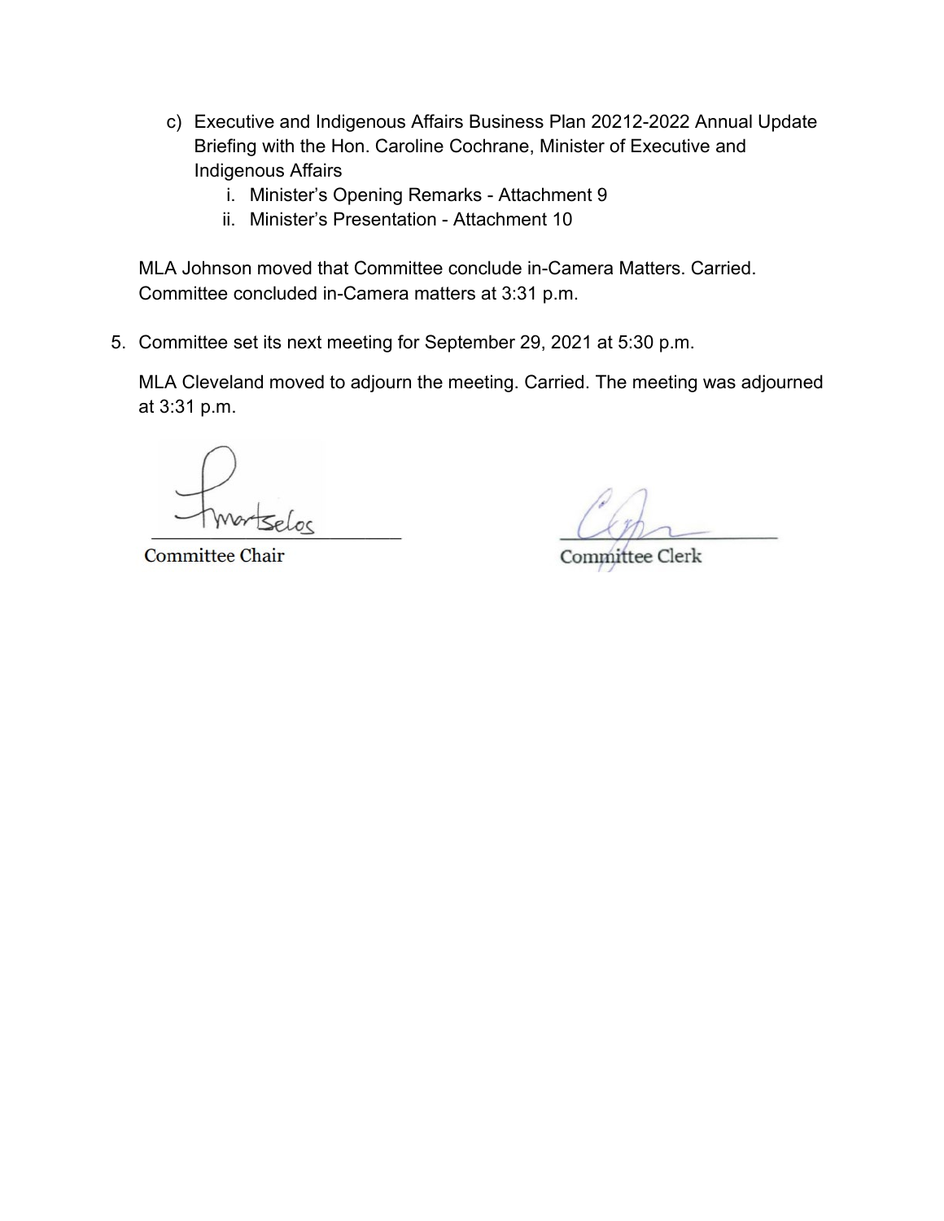c) Executive and Indigenous Affairs Business Plan 20212-2022 Annual Update Briefing with the Hon. Caroline Cochrane, Minister of Executive and Indigenous Affairs
    i. Minister's Opening Remarks - Attachment 9
    ii. Minister's Presentation - Attachment 10

MLA Johnson moved that Committee conclude in-Camera Matters. Carried. Committee concluded in-Camera matters at 3:31 p.m.

5. Committee set its next meeting for September 29, 2021 at 5:30 p.m.

   MLA Cleveland moved to adjourn the meeting. Carried. The meeting was adjourned at 3:31 p.m.

Committee Chair

Committee Clerk